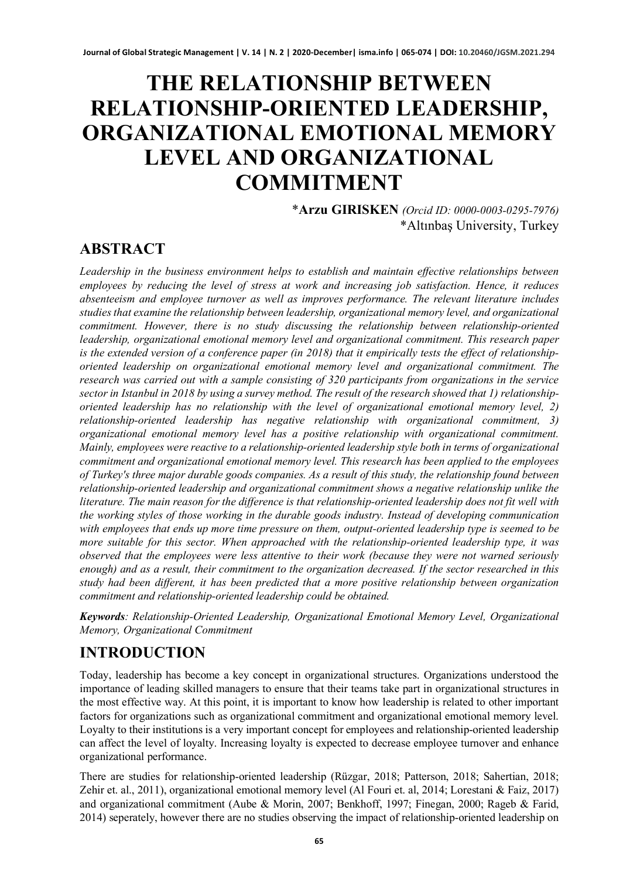# THE RELATIONSHIP BETWEEN RELATIONSHIP-ORIENTED LEADERSHIP, ORGANIZATIONAL EMOTIONAL MEMORY LEVEL AND ORGANIZATIONAL COMMITMENT

\***Arzu GIRISKEN** *(Orcid ID: 0000-0003-0295-7976)*
\*Altınbaş University, Turkey

## ABSTRACT

*Leadership in the business environment helps to establish and maintain effective relationships between employees by reducing the level of stress at work and increasing job satisfaction. Hence, it reduces absenteeism and employee turnover as well as improves performance. The relevant literature includes studies that examine the relationship between leadership, organizational memory level, and organizational commitment. However, there is no study discussing the relationship between relationship-oriented leadership, organizational emotional memory level and organizational commitment. This research paper is the extended version of a conference paper (in 2018) that it empirically tests the effect of relationship-oriented leadership on organizational emotional memory level and organizational commitment. The research was carried out with a sample consisting of 320 participants from organizations in the service sector in Istanbul in 2018 by using a survey method. The result of the research showed that 1) relationship-oriented leadership has no relationship with the level of organizational emotional memory level, 2) relationship-oriented leadership has negative relationship with organizational commitment, 3) organizational emotional memory level has a positive relationship with organizational commitment. Mainly, employees were reactive to a relationship-oriented leadership style both in terms of organizational commitment and organizational emotional memory level. This research has been applied to the employees of Turkey's three major durable goods companies. As a result of this study, the relationship found between relationship-oriented leadership and organizational commitment shows a negative relationship unlike the literature. The main reason for the difference is that relationship-oriented leadership does not fit well with the working styles of those working in the durable goods industry. Instead of developing communication with employees that ends up more time pressure on them, output-oriented leadership type is seemed to be more suitable for this sector. When approached with the relationship-oriented leadership type, it was observed that the employees were less attentive to their work (because they were not warned seriously enough) and as a result, their commitment to the organization decreased. If the sector researched in this study had been different, it has been predicted that a more positive relationship between organization commitment and relationship-oriented leadership could be obtained.*

***Keywords**: Relationship-Oriented Leadership, Organizational Emotional Memory Level, Organizational Memory, Organizational Commitment*

## INTRODUCTION

Today, leadership has become a key concept in organizational structures. Organizations understood the importance of leading skilled managers to ensure that their teams take part in organizational structures in the most effective way. At this point, it is important to know how leadership is related to other important factors for organizations such as organizational commitment and organizational emotional memory level. Loyalty to their institutions is a very important concept for employees and relationship-oriented leadership can affect the level of loyalty. Increasing loyalty is expected to decrease employee turnover and enhance organizational performance.

There are studies for relationship-oriented leadership (Rüzgar, 2018; Patterson, 2018; Sahertian, 2018; Zehir et. al., 2011), organizational emotional memory level (Al Fouri et. al, 2014; Lorestani & Faiz, 2017) and organizational commitment (Aube & Morin, 2007; Benkhoff, 1997; Finegan, 2000; Rageb & Farid, 2014) seperately, however there are no studies observing the impact of relationship-oriented leadership on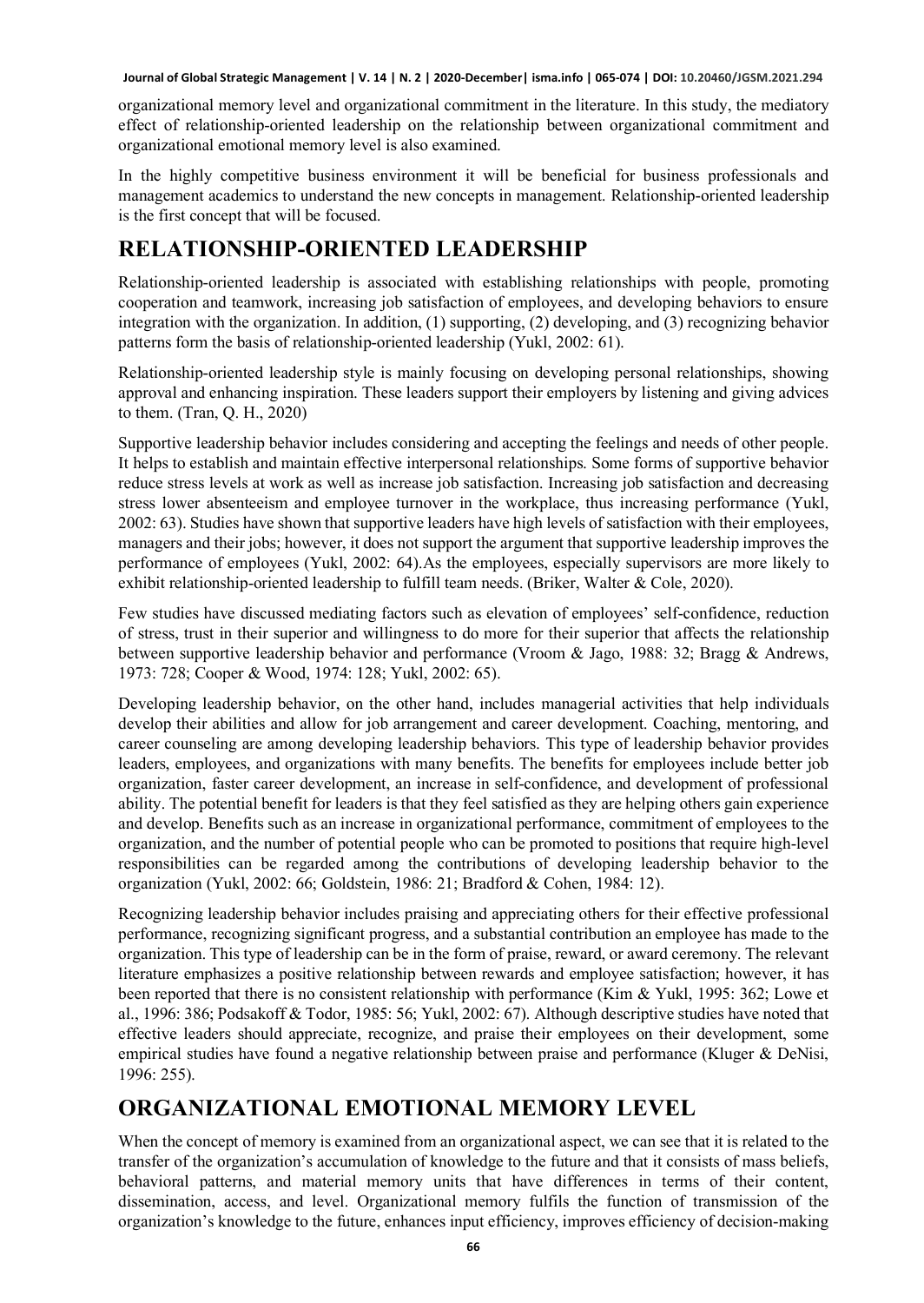organizational memory level and organizational commitment in the literature. In this study, the mediatory effect of relationship-oriented leadership on the relationship between organizational commitment and organizational emotional memory level is also examined.

In the highly competitive business environment it will be beneficial for business professionals and management academics to understand the new concepts in management. Relationship-oriented leadership is the first concept that will be focused.

## RELATIONSHIP-ORIENTED LEADERSHIP

Relationship-oriented leadership is associated with establishing relationships with people, promoting cooperation and teamwork, increasing job satisfaction of employees, and developing behaviors to ensure integration with the organization. In addition, (1) supporting, (2) developing, and (3) recognizing behavior patterns form the basis of relationship-oriented leadership (Yukl, 2002: 61).

Relationship-oriented leadership style is mainly focusing on developing personal relationships, showing approval and enhancing inspiration. These leaders support their employers by listening and giving advices to them. (Tran, Q. H., 2020)

Supportive leadership behavior includes considering and accepting the feelings and needs of other people. It helps to establish and maintain effective interpersonal relationships. Some forms of supportive behavior reduce stress levels at work as well as increase job satisfaction. Increasing job satisfaction and decreasing stress lower absenteeism and employee turnover in the workplace, thus increasing performance (Yukl, 2002: 63). Studies have shown that supportive leaders have high levels of satisfaction with their employees, managers and their jobs; however, it does not support the argument that supportive leadership improves the performance of employees (Yukl, 2002: 64).As the employees, especially supervisors are more likely to exhibit relationship-oriented leadership to fulfill team needs. (Briker, Walter & Cole, 2020).

Few studies have discussed mediating factors such as elevation of employees' self-confidence, reduction of stress, trust in their superior and willingness to do more for their superior that affects the relationship between supportive leadership behavior and performance (Vroom & Jago, 1988: 32; Bragg & Andrews, 1973: 728; Cooper & Wood, 1974: 128; Yukl, 2002: 65).

Developing leadership behavior, on the other hand, includes managerial activities that help individuals develop their abilities and allow for job arrangement and career development. Coaching, mentoring, and career counseling are among developing leadership behaviors. This type of leadership behavior provides leaders, employees, and organizations with many benefits. The benefits for employees include better job organization, faster career development, an increase in self-confidence, and development of professional ability. The potential benefit for leaders is that they feel satisfied as they are helping others gain experience and develop. Benefits such as an increase in organizational performance, commitment of employees to the organization, and the number of potential people who can be promoted to positions that require high-level responsibilities can be regarded among the contributions of developing leadership behavior to the organization (Yukl, 2002: 66; Goldstein, 1986: 21; Bradford & Cohen, 1984: 12).

Recognizing leadership behavior includes praising and appreciating others for their effective professional performance, recognizing significant progress, and a substantial contribution an employee has made to the organization. This type of leadership can be in the form of praise, reward, or award ceremony. The relevant literature emphasizes a positive relationship between rewards and employee satisfaction; however, it has been reported that there is no consistent relationship with performance (Kim & Yukl, 1995: 362; Lowe et al., 1996: 386; Podsakoff & Todor, 1985: 56; Yukl, 2002: 67). Although descriptive studies have noted that effective leaders should appreciate, recognize, and praise their employees on their development, some empirical studies have found a negative relationship between praise and performance (Kluger & DeNisi, 1996: 255).

## ORGANIZATIONAL EMOTIONAL MEMORY LEVEL

When the concept of memory is examined from an organizational aspect, we can see that it is related to the transfer of the organization's accumulation of knowledge to the future and that it consists of mass beliefs, behavioral patterns, and material memory units that have differences in terms of their content, dissemination, access, and level. Organizational memory fulfils the function of transmission of the organization's knowledge to the future, enhances input efficiency, improves efficiency of decision-making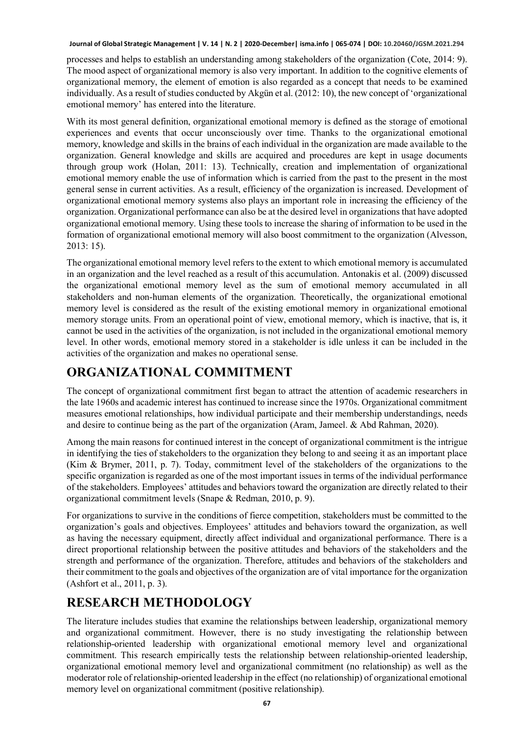processes and helps to establish an understanding among stakeholders of the organization (Cote, 2014: 9). The mood aspect of organizational memory is also very important. In addition to the cognitive elements of organizational memory, the element of emotion is also regarded as a concept that needs to be examined individually. As a result of studies conducted by Akgün et al. (2012: 10), the new concept of 'organizational emotional memory' has entered into the literature.

With its most general definition, organizational emotional memory is defined as the storage of emotional experiences and events that occur unconsciously over time. Thanks to the organizational emotional memory, knowledge and skills in the brains of each individual in the organization are made available to the organization. General knowledge and skills are acquired and procedures are kept in usage documents through group work (Holan, 2011: 13). Technically, creation and implementation of organizational emotional memory enable the use of information which is carried from the past to the present in the most general sense in current activities. As a result, efficiency of the organization is increased. Development of organizational emotional memory systems also plays an important role in increasing the efficiency of the organization. Organizational performance can also be at the desired level in organizations that have adopted organizational emotional memory. Using these tools to increase the sharing of information to be used in the formation of organizational emotional memory will also boost commitment to the organization (Alvesson, 2013: 15).

The organizational emotional memory level refers to the extent to which emotional memory is accumulated in an organization and the level reached as a result of this accumulation. Antonakis et al. (2009) discussed the organizational emotional memory level as the sum of emotional memory accumulated in all stakeholders and non-human elements of the organization. Theoretically, the organizational emotional memory level is considered as the result of the existing emotional memory in organizational emotional memory storage units. From an operational point of view, emotional memory, which is inactive, that is, it cannot be used in the activities of the organization, is not included in the organizational emotional memory level. In other words, emotional memory stored in a stakeholder is idle unless it can be included in the activities of the organization and makes no operational sense.

# ORGANIZATIONAL COMMITMENT

The concept of organizational commitment first began to attract the attention of academic researchers in the late 1960s and academic interest has continued to increase since the 1970s. Organizational commitment measures emotional relationships, how individual participate and their membership understandings, needs and desire to continue being as the part of the organization (Aram, Jameel. & Abd Rahman, 2020).

Among the main reasons for continued interest in the concept of organizational commitment is the intrigue in identifying the ties of stakeholders to the organization they belong to and seeing it as an important place (Kim & Brymer, 2011, p. 7). Today, commitment level of the stakeholders of the organizations to the specific organization is regarded as one of the most important issues in terms of the individual performance of the stakeholders. Employees' attitudes and behaviors toward the organization are directly related to their organizational commitment levels (Snape & Redman, 2010, p. 9).

For organizations to survive in the conditions of fierce competition, stakeholders must be committed to the organization's goals and objectives. Employees' attitudes and behaviors toward the organization, as well as having the necessary equipment, directly affect individual and organizational performance. There is a direct proportional relationship between the positive attitudes and behaviors of the stakeholders and the strength and performance of the organization. Therefore, attitudes and behaviors of the stakeholders and their commitment to the goals and objectives of the organization are of vital importance for the organization (Ashfort et al., 2011, p. 3).

# RESEARCH METHODOLOGY

The literature includes studies that examine the relationships between leadership, organizational memory and organizational commitment. However, there is no study investigating the relationship between relationship-oriented leadership with organizational emotional memory level and organizational commitment. This research empirically tests the relationship between relationship-oriented leadership, organizational emotional memory level and organizational commitment (no relationship) as well as the moderator role of relationship-oriented leadership in the effect (no relationship) of organizational emotional memory level on organizational commitment (positive relationship).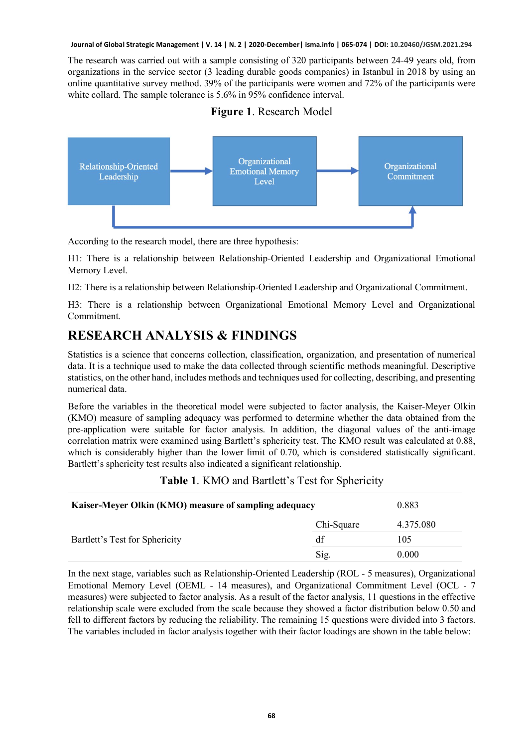The research was carried out with a sample consisting of 320 participants between 24-49 years old, from organizations in the service sector (3 leading durable goods companies) in Istanbul in 2018 by using an online quantitative survey method. 39% of the participants were women and 72% of the participants were white collard. The sample tolerance is 5.6% in 95% confidence interval.

**Figure 1**. Research Model

Relationship-Oriented Leadership → Organizational Emotional Memory Level → Organizational Commitment

Relationship-Oriented Leadership → Organizational Commitment

According to the research model, there are three hypothesis:

H1: There is a relationship between Relationship-Oriented Leadership and Organizational Emotional Memory Level.

H2: There is a relationship between Relationship-Oriented Leadership and Organizational Commitment.

H3: There is a relationship between Organizational Emotional Memory Level and Organizational Commitment.

# RESEARCH ANALYSIS & FINDINGS

Statistics is a science that concerns collection, classification, organization, and presentation of numerical data. It is a technique used to make the data collected through scientific methods meaningful. Descriptive statistics, on the other hand, includes methods and techniques used for collecting, describing, and presenting numerical data.

Before the variables in the theoretical model were subjected to factor analysis, the Kaiser-Meyer Olkin (KMO) measure of sampling adequacy was performed to determine whether the data obtained from the pre-application were suitable for factor analysis. In addition, the diagonal values of the anti-image correlation matrix were examined using Bartlett's sphericity test. The KMO result was calculated at 0.88, which is considerably higher than the lower limit of 0.70, which is considered statistically significant. Bartlett's sphericity test results also indicated a significant relationship.

**Table 1**. KMO and Bartlett's Test for Sphericity

| **Kaiser-Meyer Olkin (KMO) measure of sampling adequacy** | | 0.883 |
|---|---|---|
| Bartlett's Test for Sphericity | Chi-Square | 4.375.080 |
| | df | 105 |
| | Sig. | 0.000 |

In the next stage, variables such as Relationship-Oriented Leadership (ROL - 5 measures), Organizational Emotional Memory Level (OEML - 14 measures), and Organizational Commitment Level (OCL - 7 measures) were subjected to factor analysis. As a result of the factor analysis, 11 questions in the effective relationship scale were excluded from the scale because they showed a factor distribution below 0.50 and fell to different factors by reducing the reliability. The remaining 15 questions were divided into 3 factors. The variables included in factor analysis together with their factor loadings are shown in the table below: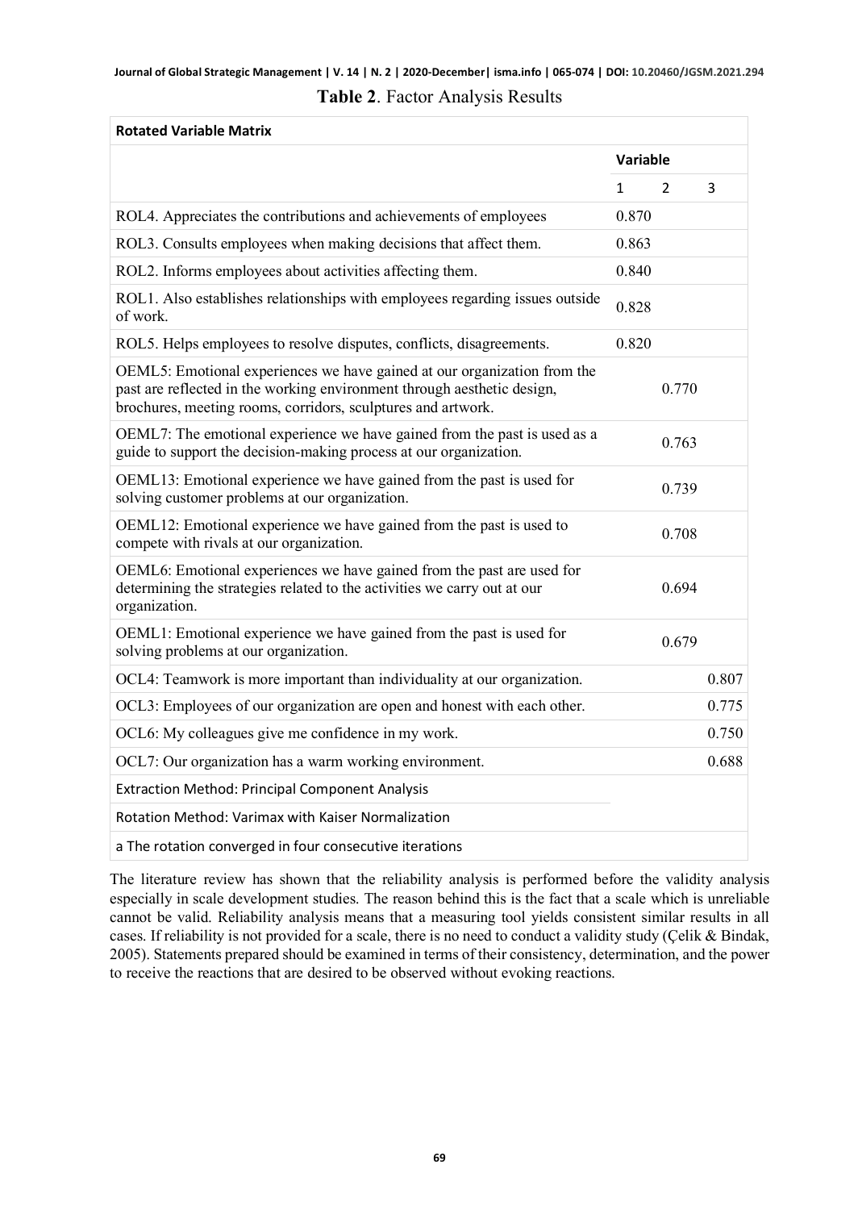**Table 2**. Factor Analysis Results

| Rotated Variable Matrix | | | |
|---|---|---|---|
| | Variable | | |
| | 1 | 2 | 3 |
| ROL4. Appreciates the contributions and achievements of employees | 0.870 | | |
| ROL3. Consults employees when making decisions that affect them. | 0.863 | | |
| ROL2. Informs employees about activities affecting them. | 0.840 | | |
| ROL1. Also establishes relationships with employees regarding issues outside of work. | 0.828 | | |
| ROL5. Helps employees to resolve disputes, conflicts, disagreements. | 0.820 | | |
| OEML5: Emotional experiences we have gained at our organization from the past are reflected in the working environment through aesthetic design, brochures, meeting rooms, corridors, sculptures and artwork. | | 0.770 | |
| OEML7: The emotional experience we have gained from the past is used as a guide to support the decision-making process at our organization. | | 0.763 | |
| OEML13: Emotional experience we have gained from the past is used for solving customer problems at our organization. | | 0.739 | |
| OEML12: Emotional experience we have gained from the past is used to compete with rivals at our organization. | | 0.708 | |
| OEML6: Emotional experiences we have gained from the past are used for determining the strategies related to the activities we carry out at our organization. | | 0.694 | |
| OEML1: Emotional experience we have gained from the past is used for solving problems at our organization. | | 0.679 | |
| OCL4: Teamwork is more important than individuality at our organization. | | | 0.807 |
| OCL3: Employees of our organization are open and honest with each other. | | | 0.775 |
| OCL6: My colleagues give me confidence in my work. | | | 0.750 |
| OCL7: Our organization has a warm working environment. | | | 0.688 |
| Extraction Method: Principal Component Analysis | | | |
| Rotation Method: Varimax with Kaiser Normalization | | | |
| a The rotation converged in four consecutive iterations | | | |

The literature review has shown that the reliability analysis is performed before the validity analysis especially in scale development studies. The reason behind this is the fact that a scale which is unreliable cannot be valid. Reliability analysis means that a measuring tool yields consistent similar results in all cases. If reliability is not provided for a scale, there is no need to conduct a validity study (Çelik & Bindak, 2005). Statements prepared should be examined in terms of their consistency, determination, and the power to receive the reactions that are desired to be observed without evoking reactions.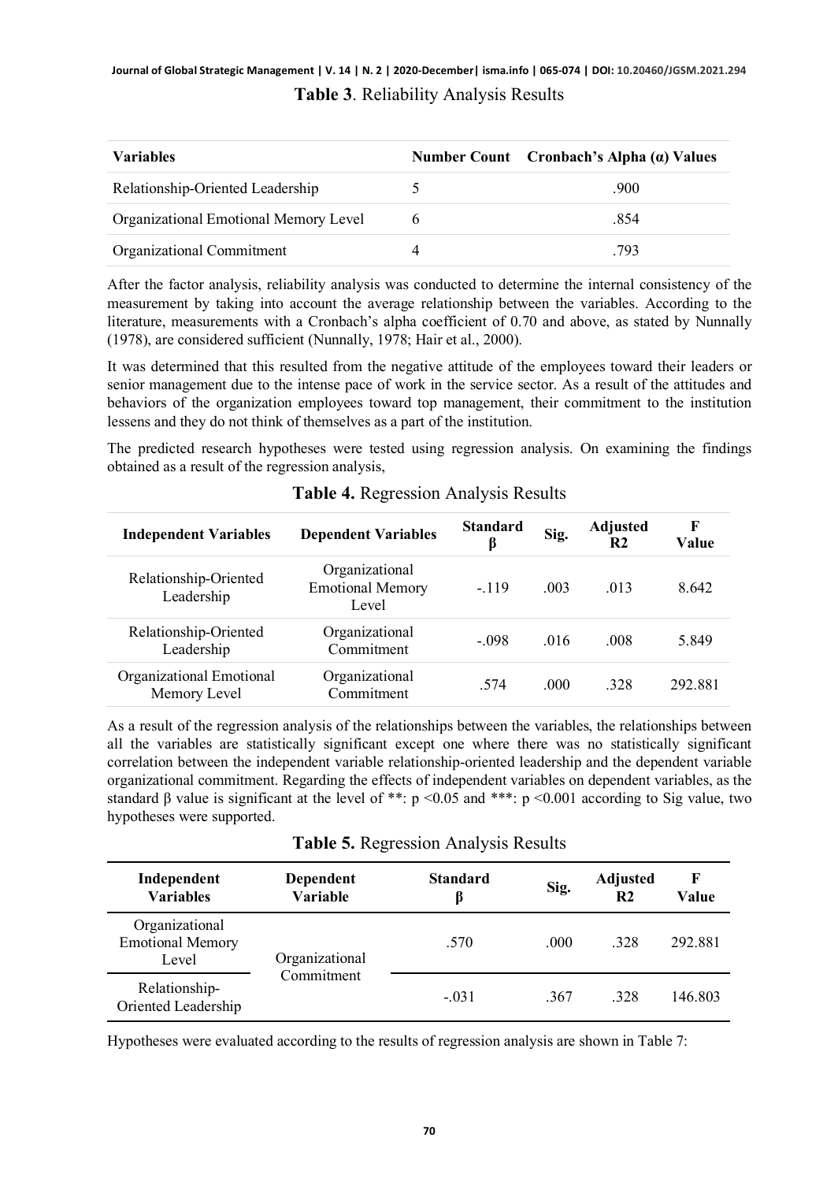**Table 3**. Reliability Analysis Results

| Variables | Number Count | Cronbach's Alpha (α) Values |
|---|---|---|
| Relationship-Oriented Leadership | 5 | .900 |
| Organizational Emotional Memory Level | 6 | .854 |
| Organizational Commitment | 4 | .793 |

After the factor analysis, reliability analysis was conducted to determine the internal consistency of the measurement by taking into account the average relationship between the variables. According to the literature, measurements with a Cronbach's alpha coefficient of 0.70 and above, as stated by Nunnally (1978), are considered sufficient (Nunnally, 1978; Hair et al., 2000).

It was determined that this resulted from the negative attitude of the employees toward their leaders or senior management due to the intense pace of work in the service sector. As a result of the attitudes and behaviors of the organization employees toward top management, their commitment to the institution lessens and they do not think of themselves as a part of the institution.

The predicted research hypotheses were tested using regression analysis. On examining the findings obtained as a result of the regression analysis,

**Table 4.** Regression Analysis Results

| Independent Variables | Dependent Variables | Standard β | Sig. | Adjusted R2 | F Value |
|---|---|---|---|---|---|
| Relationship-Oriented Leadership | Organizational Emotional Memory Level | -.119 | .003 | .013 | 8.642 |
| Relationship-Oriented Leadership | Organizational Commitment | -.098 | .016 | .008 | 5.849 |
| Organizational Emotional Memory Level | Organizational Commitment | .574 | .000 | .328 | 292.881 |

As a result of the regression analysis of the relationships between the variables, the relationships between all the variables are statistically significant except one where there was no statistically significant correlation between the independent variable relationship-oriented leadership and the dependent variable organizational commitment. Regarding the effects of independent variables on dependent variables, as the standard β value is significant at the level of **: $p < 0.05$ and ***: $p < 0.001$ according to Sig value, two hypotheses were supported.

**Table 5.** Regression Analysis Results

| Independent Variables | Dependent Variable | Standard β | Sig. | Adjusted R2 | F Value |
|---|---|---|---|---|---|
| Organizational Emotional Memory Level | Organizational Commitment | .570 | .000 | .328 | 292.881 |
| Relationship-Oriented Leadership | | -.031 | .367 | .328 | 146.803 |

Hypotheses were evaluated according to the results of regression analysis are shown in Table 7: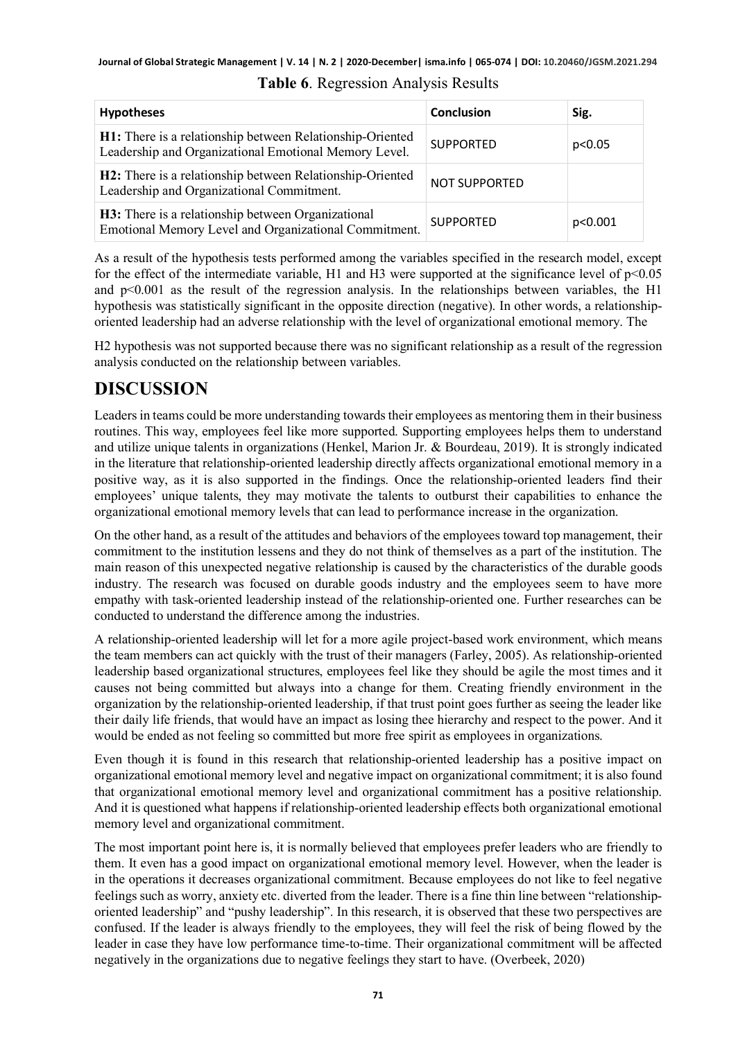**Table 6**. Regression Analysis Results

| Hypotheses | Conclusion | Sig. |
|---|---|---|
| **H1:** There is a relationship between Relationship-Oriented Leadership and Organizational Emotional Memory Level. | SUPPORTED | $p<0.05$ |
| **H2:** There is a relationship between Relationship-Oriented Leadership and Organizational Commitment. | NOT SUPPORTED | |
| **H3:** There is a relationship between Organizational Emotional Memory Level and Organizational Commitment. | SUPPORTED | $p<0.001$ |

As a result of the hypothesis tests performed among the variables specified in the research model, except for the effect of the intermediate variable, H1 and H3 were supported at the significance level of $p<0.05$ and $p<0.001$ as the result of the regression analysis. In the relationships between variables, the H1 hypothesis was statistically significant in the opposite direction (negative). In other words, a relationship-oriented leadership had an adverse relationship with the level of organizational emotional memory. The

H2 hypothesis was not supported because there was no significant relationship as a result of the regression analysis conducted on the relationship between variables.

# DISCUSSION

Leaders in teams could be more understanding towards their employees as mentoring them in their business routines. This way, employees feel like more supported. Supporting employees helps them to understand and utilize unique talents in organizations (Henkel, Marion Jr. & Bourdeau, 2019). It is strongly indicated in the literature that relationship-oriented leadership directly affects organizational emotional memory in a positive way, as it is also supported in the findings. Once the relationship-oriented leaders find their employees' unique talents, they may motivate the talents to outburst their capabilities to enhance the organizational emotional memory levels that can lead to performance increase in the organization.

On the other hand, as a result of the attitudes and behaviors of the employees toward top management, their commitment to the institution lessens and they do not think of themselves as a part of the institution. The main reason of this unexpected negative relationship is caused by the characteristics of the durable goods industry. The research was focused on durable goods industry and the employees seem to have more empathy with task-oriented leadership instead of the relationship-oriented one. Further researches can be conducted to understand the difference among the industries.

A relationship-oriented leadership will let for a more agile project-based work environment, which means the team members can act quickly with the trust of their managers (Farley, 2005). As relationship-oriented leadership based organizational structures, employees feel like they should be agile the most times and it causes not being committed but always into a change for them. Creating friendly environment in the organization by the relationship-oriented leadership, if that trust point goes further as seeing the leader like their daily life friends, that would have an impact as losing thee hierarchy and respect to the power. And it would be ended as not feeling so committed but more free spirit as employees in organizations.

Even though it is found in this research that relationship-oriented leadership has a positive impact on organizational emotional memory level and negative impact on organizational commitment; it is also found that organizational emotional memory level and organizational commitment has a positive relationship. And it is questioned what happens if relationship-oriented leadership effects both organizational emotional memory level and organizational commitment.

The most important point here is, it is normally believed that employees prefer leaders who are friendly to them. It even has a good impact on organizational emotional memory level. However, when the leader is in the operations it decreases organizational commitment. Because employees do not like to feel negative feelings such as worry, anxiety etc. diverted from the leader. There is a fine thin line between "relationship-oriented leadership" and "pushy leadership". In this research, it is observed that these two perspectives are confused. If the leader is always friendly to the employees, they will feel the risk of being flowed by the leader in case they have low performance time-to-time. Their organizational commitment will be affected negatively in the organizations due to negative feelings they start to have. (Overbeek, 2020)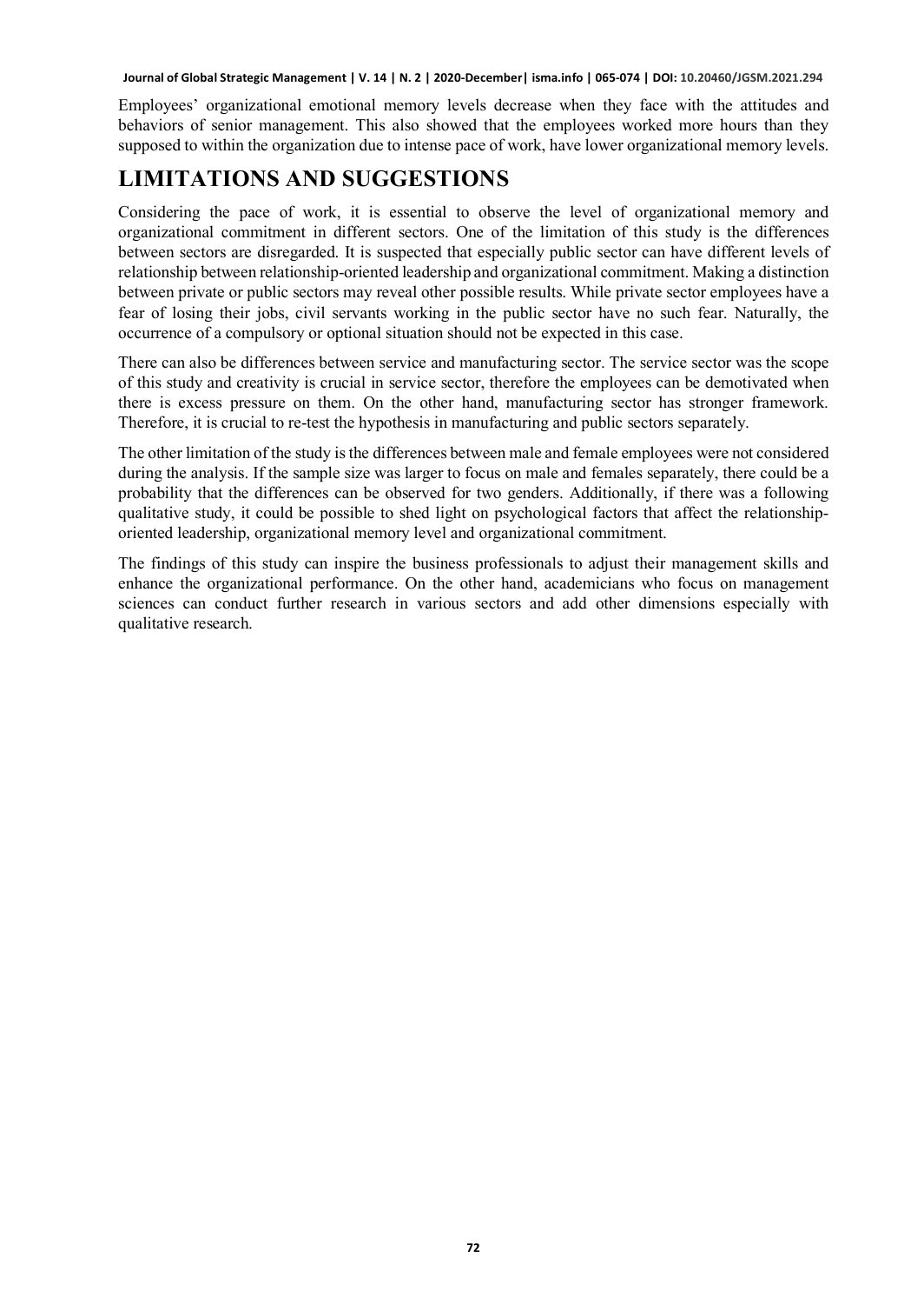Employees' organizational emotional memory levels decrease when they face with the attitudes and behaviors of senior management. This also showed that the employees worked more hours than they supposed to within the organization due to intense pace of work, have lower organizational memory levels.

# LIMITATIONS AND SUGGESTIONS

Considering the pace of work, it is essential to observe the level of organizational memory and organizational commitment in different sectors. One of the limitation of this study is the differences between sectors are disregarded. It is suspected that especially public sector can have different levels of relationship between relationship-oriented leadership and organizational commitment. Making a distinction between private or public sectors may reveal other possible results. While private sector employees have a fear of losing their jobs, civil servants working in the public sector have no such fear. Naturally, the occurrence of a compulsory or optional situation should not be expected in this case.

There can also be differences between service and manufacturing sector. The service sector was the scope of this study and creativity is crucial in service sector, therefore the employees can be demotivated when there is excess pressure on them. On the other hand, manufacturing sector has stronger framework. Therefore, it is crucial to re-test the hypothesis in manufacturing and public sectors separately.

The other limitation of the study is the differences between male and female employees were not considered during the analysis. If the sample size was larger to focus on male and females separately, there could be a probability that the differences can be observed for two genders. Additionally, if there was a following qualitative study, it could be possible to shed light on psychological factors that affect the relationship-oriented leadership, organizational memory level and organizational commitment.

The findings of this study can inspire the business professionals to adjust their management skills and enhance the organizational performance. On the other hand, academicians who focus on management sciences can conduct further research in various sectors and add other dimensions especially with qualitative research.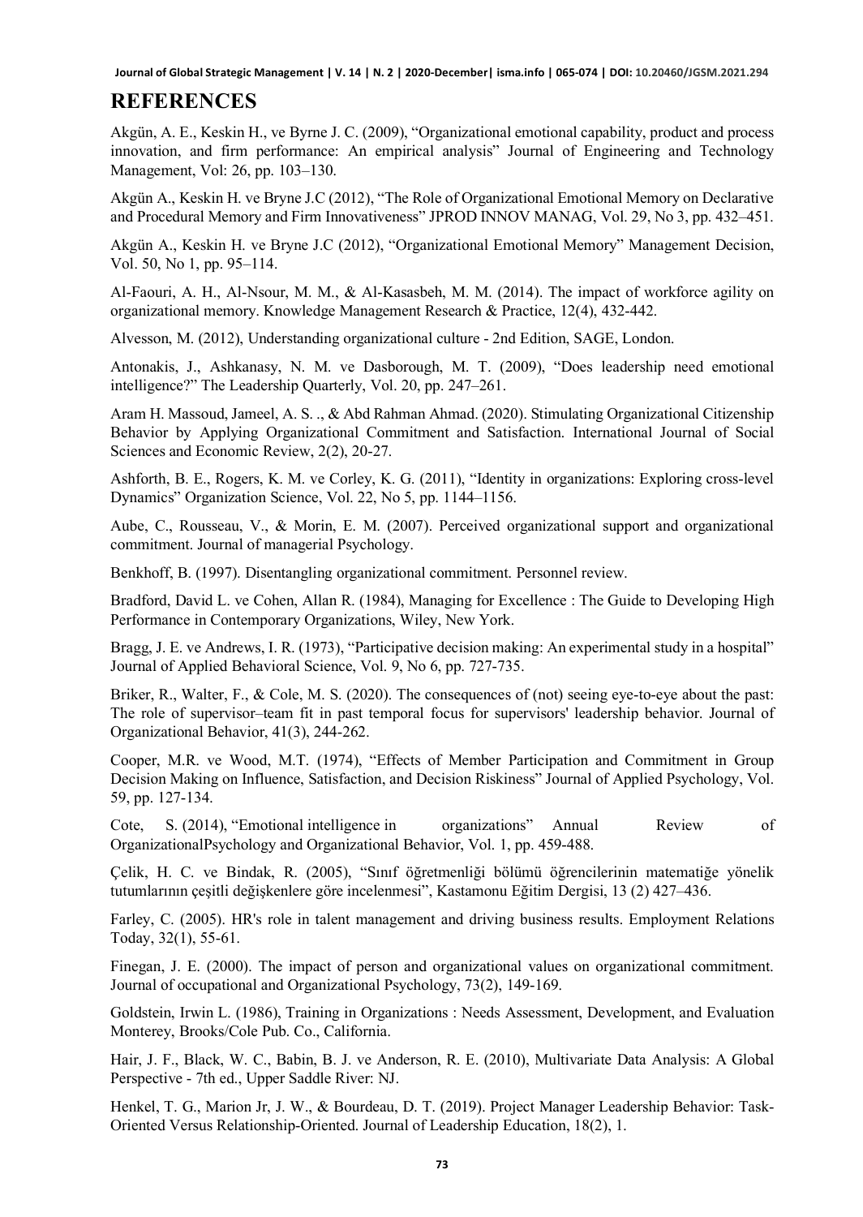# REFERENCES

Akgün, A. E., Keskin H., ve Byrne J. C. (2009), "Organizational emotional capability, product and process innovation, and firm performance: An empirical analysis" Journal of Engineering and Technology Management, Vol: 26, pp. 103–130.

Akgün A., Keskin H. ve Bryne J.C (2012), "The Role of Organizational Emotional Memory on Declarative and Procedural Memory and Firm Innovativeness" JPROD INNOV MANAG, Vol. 29, No 3, pp. 432–451.

Akgün A., Keskin H. ve Bryne J.C (2012), "Organizational Emotional Memory" Management Decision, Vol. 50, No 1, pp. 95–114.

Al-Faouri, A. H., Al-Nsour, M. M., & Al-Kasasbeh, M. M. (2014). The impact of workforce agility on organizational memory. Knowledge Management Research & Practice, 12(4), 432-442.

Alvesson, M. (2012), Understanding organizational culture - 2nd Edition, SAGE, London.

Antonakis, J., Ashkanasy, N. M. ve Dasborough, M. T. (2009), "Does leadership need emotional intelligence?" The Leadership Quarterly, Vol. 20, pp. 247–261.

Aram H. Massoud, Jameel, A. S. ., & Abd Rahman Ahmad. (2020). Stimulating Organizational Citizenship Behavior by Applying Organizational Commitment and Satisfaction. International Journal of Social Sciences and Economic Review, 2(2), 20-27.

Ashforth, B. E., Rogers, K. M. ve Corley, K. G. (2011), "Identity in organizations: Exploring cross-level Dynamics" Organization Science, Vol. 22, No 5, pp. 1144–1156.

Aube, C., Rousseau, V., & Morin, E. M. (2007). Perceived organizational support and organizational commitment. Journal of managerial Psychology.

Benkhoff, B. (1997). Disentangling organizational commitment. Personnel review.

Bradford, David L. ve Cohen, Allan R. (1984), Managing for Excellence : The Guide to Developing High Performance in Contemporary Organizations, Wiley, New York.

Bragg, J. E. ve Andrews, I. R. (1973), "Participative decision making: An experimental study in a hospital" Journal of Applied Behavioral Science, Vol. 9, No 6, pp. 727-735.

Briker, R., Walter, F., & Cole, M. S. (2020). The consequences of (not) seeing eye-to-eye about the past: The role of supervisor–team fit in past temporal focus for supervisors' leadership behavior. Journal of Organizational Behavior, 41(3), 244-262.

Cooper, M.R. ve Wood, M.T. (1974), "Effects of Member Participation and Commitment in Group Decision Making on Influence, Satisfaction, and Decision Riskiness" Journal of Applied Psychology, Vol. 59, pp. 127-134.

Cote, S. (2014), "Emotional intelligence in organizations" Annual Review of OrganizationalPsychology and Organizational Behavior, Vol. 1, pp. 459-488.

Çelik, H. C. ve Bindak, R. (2005), "Sınıf öğretmenliği bölümü öğrencilerinin matematiğe yönelik tutumlarının çeşitli değişkenlere göre incelenmesi", Kastamonu Eğitim Dergisi, 13 (2) 427–436.

Farley, C. (2005). HR's role in talent management and driving business results. Employment Relations Today, 32(1), 55-61.

Finegan, J. E. (2000). The impact of person and organizational values on organizational commitment. Journal of occupational and Organizational Psychology, 73(2), 149-169.

Goldstein, Irwin L. (1986), Training in Organizations : Needs Assessment, Development, and Evaluation Monterey, Brooks/Cole Pub. Co., California.

Hair, J. F., Black, W. C., Babin, B. J. ve Anderson, R. E. (2010), Multivariate Data Analysis: A Global Perspective - 7th ed., Upper Saddle River: NJ.

Henkel, T. G., Marion Jr, J. W., & Bourdeau, D. T. (2019). Project Manager Leadership Behavior: Task-Oriented Versus Relationship-Oriented. Journal of Leadership Education, 18(2), 1.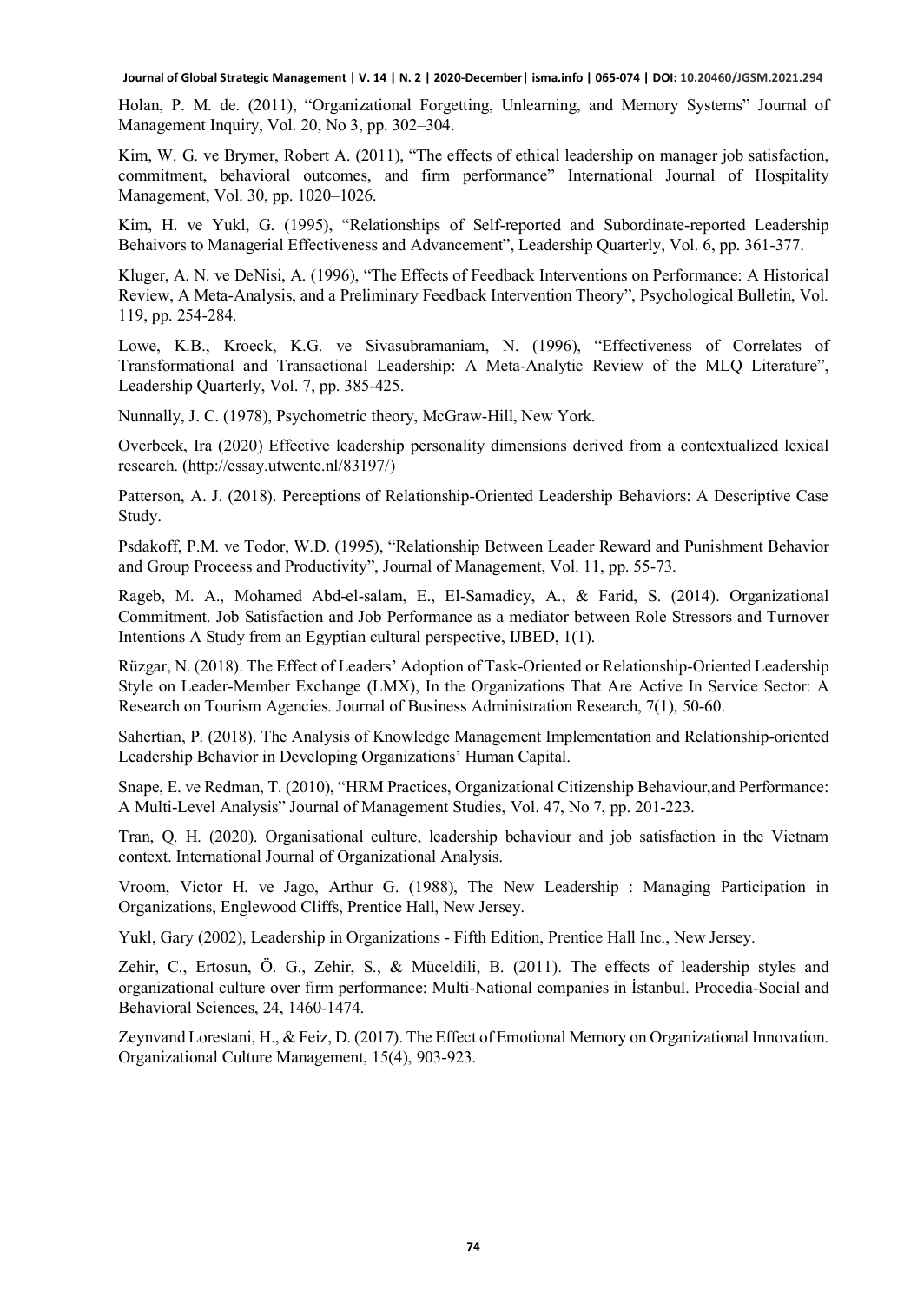Holan, P. M. de. (2011), “Organizational Forgetting, Unlearning, and Memory Systems” Journal of Management Inquiry, Vol. 20, No 3, pp. 302–304.

Kim, W. G. ve Brymer, Robert A. (2011), “The effects of ethical leadership on manager job satisfaction, commitment, behavioral outcomes, and firm performance” International Journal of Hospitality Management, Vol. 30, pp. 1020–1026.

Kim, H. ve Yukl, G. (1995), “Relationships of Self-reported and Subordinate-reported Leadership Behaivors to Managerial Effectiveness and Advancement”, Leadership Quarterly, Vol. 6, pp. 361-377.

Kluger, A. N. ve DeNisi, A. (1996), “The Effects of Feedback Interventions on Performance: A Historical Review, A Meta-Analysis, and a Preliminary Feedback Intervention Theory”, Psychological Bulletin, Vol. 119, pp. 254-284.

Lowe, K.B., Kroeck, K.G. ve Sivasubramaniam, N. (1996), “Effectiveness of Correlates of Transformational and Transactional Leadership: A Meta-Analytic Review of the MLQ Literature”, Leadership Quarterly, Vol. 7, pp. 385-425.

Nunnally, J. C. (1978), Psychometric theory, McGraw-Hill, New York.

Overbeek, Ira (2020) Effective leadership personality dimensions derived from a contextualized lexical research. (http://essay.utwente.nl/83197/)

Patterson, A. J. (2018). Perceptions of Relationship-Oriented Leadership Behaviors: A Descriptive Case Study.

Psdakoff, P.M. ve Todor, W.D. (1995), “Relationship Between Leader Reward and Punishment Behavior and Group Proceess and Productivity”, Journal of Management, Vol. 11, pp. 55-73.

Rageb, M. A., Mohamed Abd-el-salam, E., El-Samadicy, A., & Farid, S. (2014). Organizational Commitment. Job Satisfaction and Job Performance as a mediator between Role Stressors and Turnover Intentions A Study from an Egyptian cultural perspective, IJBED, 1(1).

Rüzgar, N. (2018). The Effect of Leaders’ Adoption of Task-Oriented or Relationship-Oriented Leadership Style on Leader-Member Exchange (LMX), In the Organizations That Are Active In Service Sector: A Research on Tourism Agencies. Journal of Business Administration Research, 7(1), 50-60.

Sahertian, P. (2018). The Analysis of Knowledge Management Implementation and Relationship-oriented Leadership Behavior in Developing Organizations’ Human Capital.

Snape, E. ve Redman, T. (2010), “HRM Practices, Organizational Citizenship Behaviour,and Performance: A Multi-Level Analysis” Journal of Management Studies, Vol. 47, No 7, pp. 201-223.

Tran, Q. H. (2020). Organisational culture, leadership behaviour and job satisfaction in the Vietnam context. International Journal of Organizational Analysis.

Vroom, Victor H. ve Jago, Arthur G. (1988), The New Leadership : Managing Participation in Organizations, Englewood Cliffs, Prentice Hall, New Jersey.

Yukl, Gary (2002), Leadership in Organizations - Fifth Edition, Prentice Hall Inc., New Jersey.

Zehir, C., Ertosun, Ö. G., Zehir, S., & Müceldili, B. (2011). The effects of leadership styles and organizational culture over firm performance: Multi-National companies in İstanbul. Procedia-Social and Behavioral Sciences, 24, 1460-1474.

Zeynvand Lorestani, H., & Feiz, D. (2017). The Effect of Emotional Memory on Organizational Innovation. Organizational Culture Management, 15(4), 903-923.